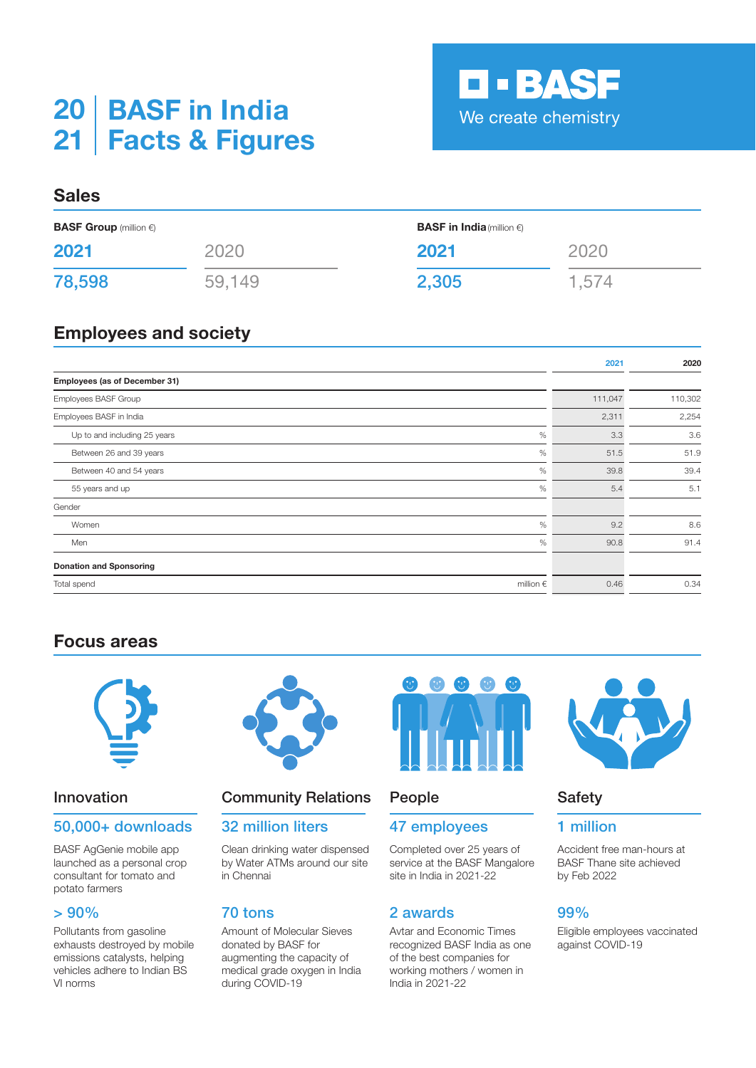# 2021 BASF in India Facts & Figures

**BASF**
We create chemistry

## Sales

| **BASF Group** (million €) | | **BASF in India** (million €) | |
|---|---|---|---|
| **2021** | 2020 | **2021** | 2020 |
| **78,598** | 59,149 | **2,305** | 1,574 |

## Employees and society

| | | 2021 | 2020 |
|---|---|---|---|
| **Employees (as of December 31)** | | | |
| Employees BASF Group | | 111,047 | 110,302 |
| Employees BASF in India | | 2,311 | 2,254 |
| Up to and including 25 years | % | 3.3 | 3.6 |
| Between 26 and 39 years | % | 51.5 | 51.9 |
| Between 40 and 54 years | % | 39.8 | 39.4 |
| 55 years and up | % | 5.4 | 5.1 |
| Gender | | | |
| Women | % | 9.2 | 8.6 |
| Men | % | 90.8 | 91.4 |
| **Donation and Sponsoring** | | | |
| Total spend | million € | 0.46 | 0.34 |

## Focus areas

### Innovation

**50,000+ downloads**

BASF AgGenie mobile app launched as a personal crop consultant for tomato and potato farmers

**> 90%**

Pollutants from gasoline exhausts destroyed by mobile emissions catalysts, helping vehicles adhere to Indian BS VI norms

### Community Relations

**32 million liters**

Clean drinking water dispensed by Water ATMs around our site in Chennai

**70 tons**

Amount of Molecular Sieves donated by BASF for augmenting the capacity of medical grade oxygen in India during COVID-19

### People

**47 employees**

Completed over 25 years of service at the BASF Mangalore site in India in 2021-22

**2 awards**

Avtar and Economic Times recognized BASF India as one of the best companies for working mothers / women in India in 2021-22

### Safety

**1 million**

Accident free man-hours at BASF Thane site achieved by Feb 2022

**99%**

Eligible employees vaccinated against COVID-19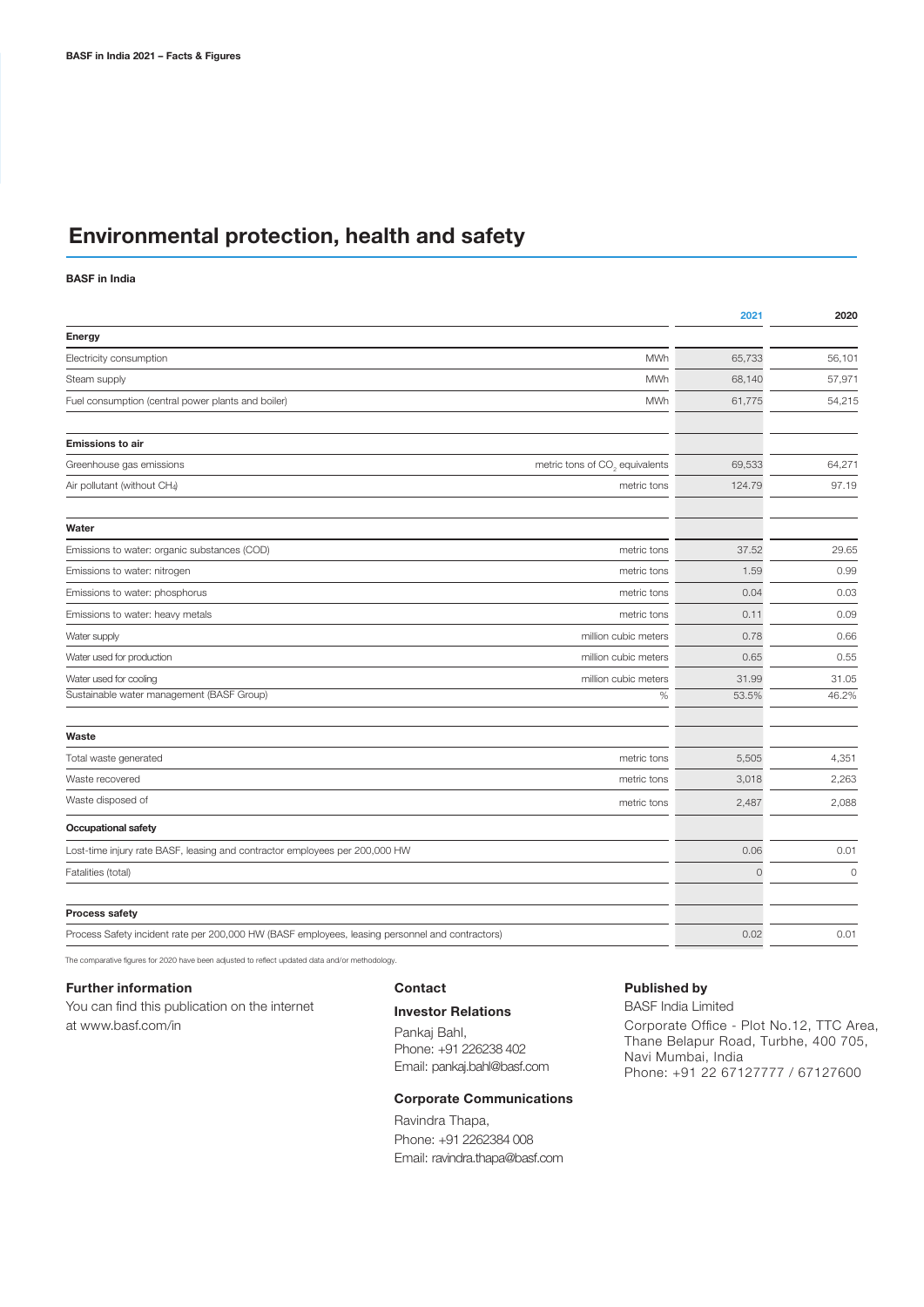## Environmental protection, health and safety

**BASF in India**

| | | 2021 | 2020 |
|---|---|---|---|
| **Energy** | | | |
| Electricity consumption | MWh | 65,733 | 56,101 |
| Steam supply | MWh | 68,140 | 57,971 |
| Fuel consumption (central power plants and boiler) | MWh | 61,775 | 54,215 |
| **Emissions to air** | | | |
| Greenhouse gas emissions | metric tons of $CO_2$ equivalents | 69,533 | 64,271 |
| Air pollutant (without $CH_4$) | metric tons | 124.79 | 97.19 |
| **Water** | | | |
| Emissions to water: organic substances (COD) | metric tons | 37.52 | 29.65 |
| Emissions to water: nitrogen | metric tons | 1.59 | 0.99 |
| Emissions to water: phosphorus | metric tons | 0.04 | 0.03 |
| Emissions to water: heavy metals | metric tons | 0.11 | 0.09 |
| Water supply | million cubic meters | 0.78 | 0.66 |
| Water used for production | million cubic meters | 0.65 | 0.55 |
| Water used for cooling | million cubic meters | 31.99 | 31.05 |
| Sustainable water management (BASF Group) | % | 53.5% | 46.2% |
| **Waste** | | | |
| Total waste generated | metric tons | 5,505 | 4,351 |
| Waste recovered | metric tons | 3,018 | 2,263 |
| Waste disposed of | metric tons | 2,487 | 2,088 |
| **Occupational safety** | | | |
| Lost-time injury rate BASF, leasing and contractor employees per 200,000 HW | | 0.06 | 0.01 |
| Fatalities (total) | | 0 | 0 |
| **Process safety** | | | |
| Process Safety incident rate per 200,000 HW (BASF employees, leasing personnel and contractors) | | 0.02 | 0.01 |

The comparative figures for 2020 have been adjusted to reflect updated data and/or methodology.

**Further information**

You can find this publication on the internet at www.basf.com/in

**Contact**

**Investor Relations**

Pankaj Bahl,
Phone: +91 226238 402
Email: pankaj.bahl@basf.com

**Corporate Communications**

Ravindra Thapa,
Phone: +91 2262384 008
Email: ravindra.thapa@basf.com

**Published by**

BASF India Limited
Corporate Office - Plot No.12, TTC Area, Thane Belapur Road, Turbhe, 400 705, Navi Mumbai, India
Phone: +91 22 67127777 / 67127600